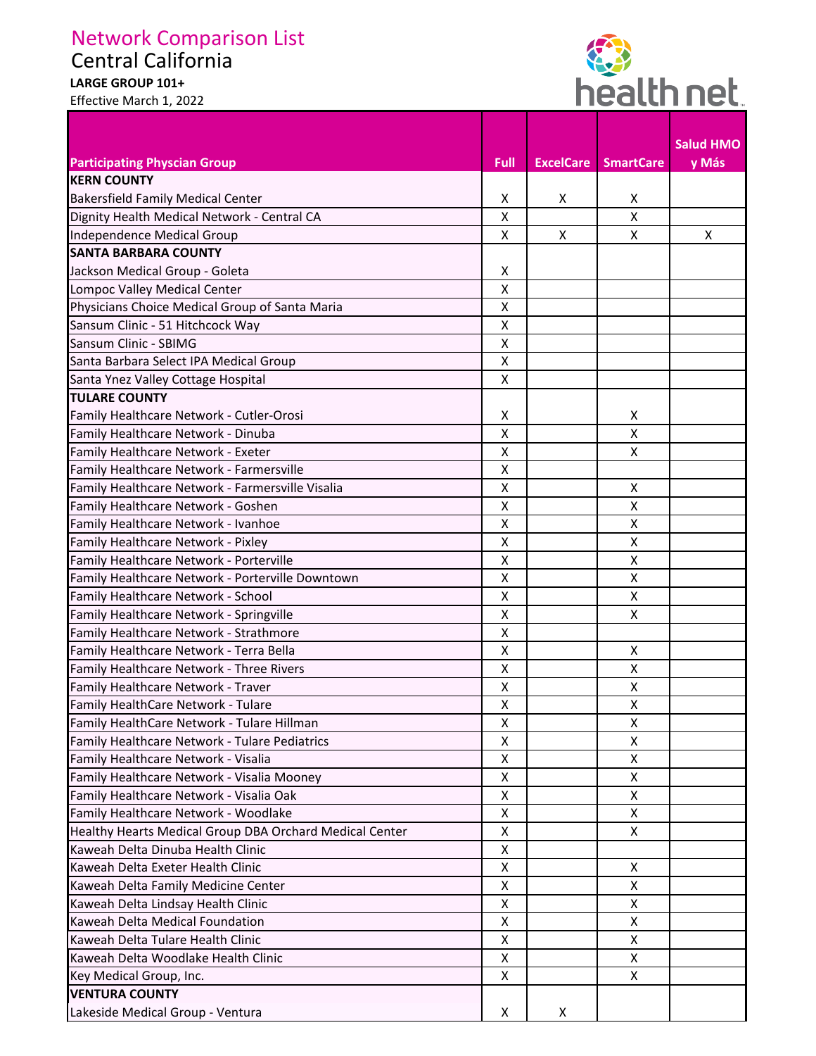# Network Comparison List

## Central California

**LARGE GROUP 101+**

Effective March 1, 2022

| Participating Physcian Group | Full | ExcelCare | SmartCare | Salud HMO y Más |
|---|---|---|---|---|
| **KERN COUNTY** | | | | |
| Bakersfield Family Medical Center | X | X | X | |
| Dignity Health Medical Network - Central CA | X | | X | |
| Independence Medical Group | X | X | X | X |
| **SANTA BARBARA COUNTY** | | | | |
| Jackson Medical Group - Goleta | X | | | |
| Lompoc Valley Medical Center | X | | | |
| Physicians Choice Medical Group of Santa Maria | X | | | |
| Sansum Clinic - 51 Hitchcock Way | X | | | |
| Sansum Clinic - SBIMG | X | | | |
| Santa Barbara Select IPA Medical Group | X | | | |
| Santa Ynez Valley Cottage Hospital | X | | | |
| **TULARE COUNTY** | | | | |
| Family Healthcare Network - Cutler-Orosi | X | | X | |
| Family Healthcare Network - Dinuba | X | | X | |
| Family Healthcare Network - Exeter | X | | X | |
| Family Healthcare Network - Farmersville | X | | | |
| Family Healthcare Network - Farmersville Visalia | X | | X | |
| Family Healthcare Network - Goshen | X | | X | |
| Family Healthcare Network - Ivanhoe | X | | X | |
| Family Healthcare Network - Pixley | X | | X | |
| Family Healthcare Network - Porterville | X | | X | |
| Family Healthcare Network - Porterville Downtown | X | | X | |
| Family Healthcare Network - School | X | | X | |
| Family Healthcare Network - Springville | X | | X | |
| Family Healthcare Network - Strathmore | X | | | |
| Family Healthcare Network - Terra Bella | X | | X | |
| Family Healthcare Network - Three Rivers | X | | X | |
| Family Healthcare Network - Traver | X | | X | |
| Family HealthCare Network - Tulare | X | | X | |
| Family HealthCare Network - Tulare Hillman | X | | X | |
| Family Healthcare Network - Tulare Pediatrics | X | | X | |
| Family Healthcare Network - Visalia | X | | X | |
| Family Healthcare Network - Visalia Mooney | X | | X | |
| Family Healthcare Network - Visalia Oak | X | | X | |
| Family Healthcare Network - Woodlake | X | | X | |
| Healthy Hearts Medical Group DBA Orchard Medical Center | X | | X | |
| Kaweah Delta Dinuba Health Clinic | X | | | |
| Kaweah Delta Exeter Health Clinic | X | | X | |
| Kaweah Delta Family Medicine Center | X | | X | |
| Kaweah Delta Lindsay Health Clinic | X | | X | |
| Kaweah Delta Medical Foundation | X | | X | |
| Kaweah Delta Tulare Health Clinic | X | | X | |
| Kaweah Delta Woodlake Health Clinic | X | | X | |
| Key Medical Group, Inc. | X | | X | |
| **VENTURA COUNTY** | | | | |
| Lakeside Medical Group - Ventura | X | X | | |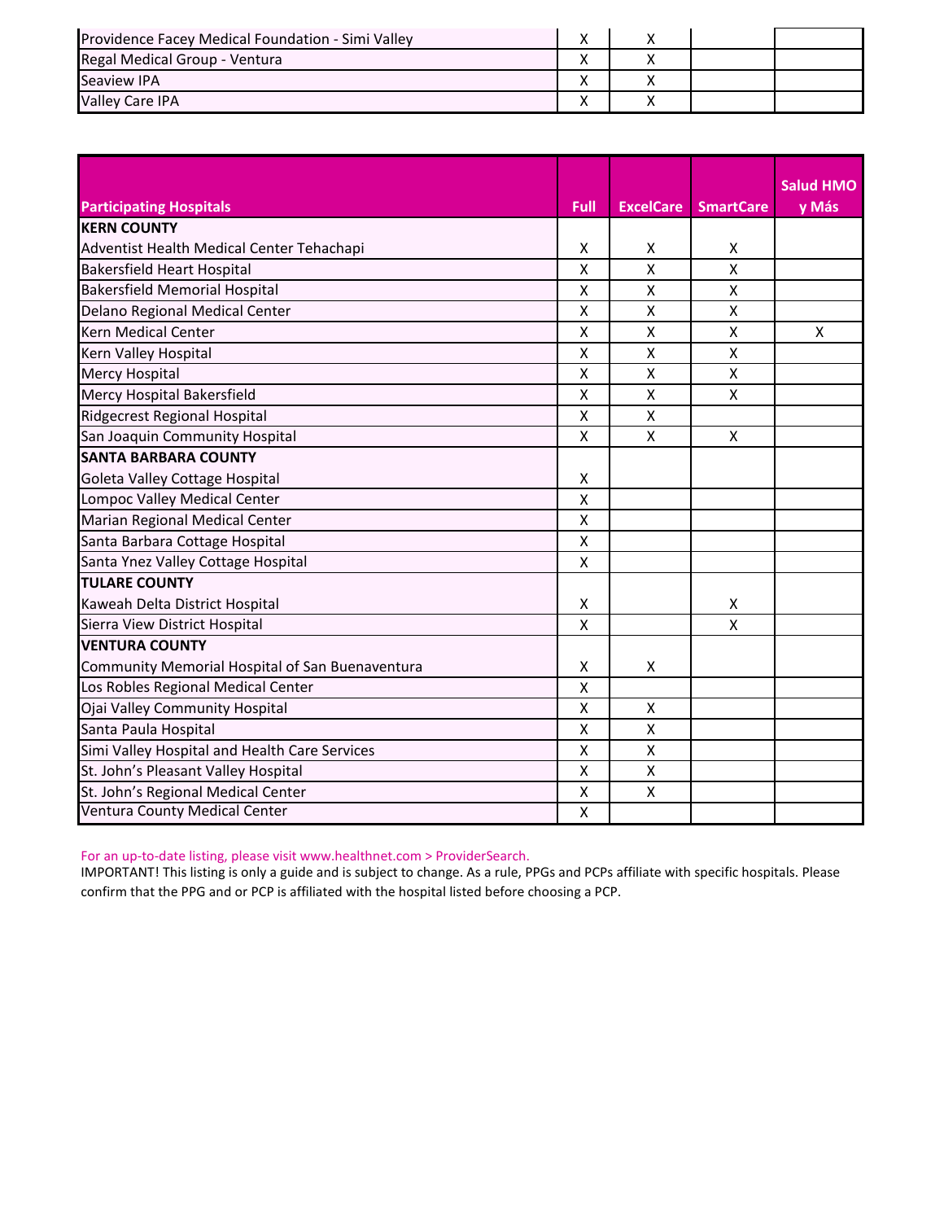| | | | | |
|---|---|---|---|---|
| Providence Facey Medical Foundation - Simi Valley | X | X | | |
| Regal Medical Group - Ventura | X | X | | |
| Seaview IPA | X | X | | |
| Valley Care IPA | X | X | | |

| Participating Hospitals | Full | ExcelCare | SmartCare | Salud HMO y Más |
|---|---|---|---|---|
| **KERN COUNTY** | | | | |
| Adventist Health Medical Center Tehachapi | X | X | X | |
| Bakersfield Heart Hospital | X | X | X | |
| Bakersfield Memorial Hospital | X | X | X | |
| Delano Regional Medical Center | X | X | X | |
| Kern Medical Center | X | X | X | X |
| Kern Valley Hospital | X | X | X | |
| Mercy Hospital | X | X | X | |
| Mercy Hospital Bakersfield | X | X | X | |
| Ridgecrest Regional Hospital | X | X | | |
| San Joaquin Community Hospital | X | X | X | |
| **SANTA BARBARA COUNTY** | | | | |
| Goleta Valley Cottage Hospital | X | | | |
| Lompoc Valley Medical Center | X | | | |
| Marian Regional Medical Center | X | | | |
| Santa Barbara Cottage Hospital | X | | | |
| Santa Ynez Valley Cottage Hospital | X | | | |
| **TULARE COUNTY** | | | | |
| Kaweah Delta District Hospital | X | | X | |
| Sierra View District Hospital | X | | X | |
| **VENTURA COUNTY** | | | | |
| Community Memorial Hospital of San Buenaventura | X | X | | |
| Los Robles Regional Medical Center | X | | | |
| Ojai Valley Community Hospital | X | X | | |
| Santa Paula Hospital | X | X | | |
| Simi Valley Hospital and Health Care Services | X | X | | |
| St. John's Pleasant Valley Hospital | X | X | | |
| St. John's Regional Medical Center | X | X | | |
| Ventura County Medical Center | X | | | |

For an up-to-date listing, please visit www.healthnet.com > ProviderSearch.

IMPORTANT! This listing is only a guide and is subject to change. As a rule, PPGs and PCPs affiliate with specific hospitals. Please confirm that the PPG and or PCP is affiliated with the hospital listed before choosing a PCP.